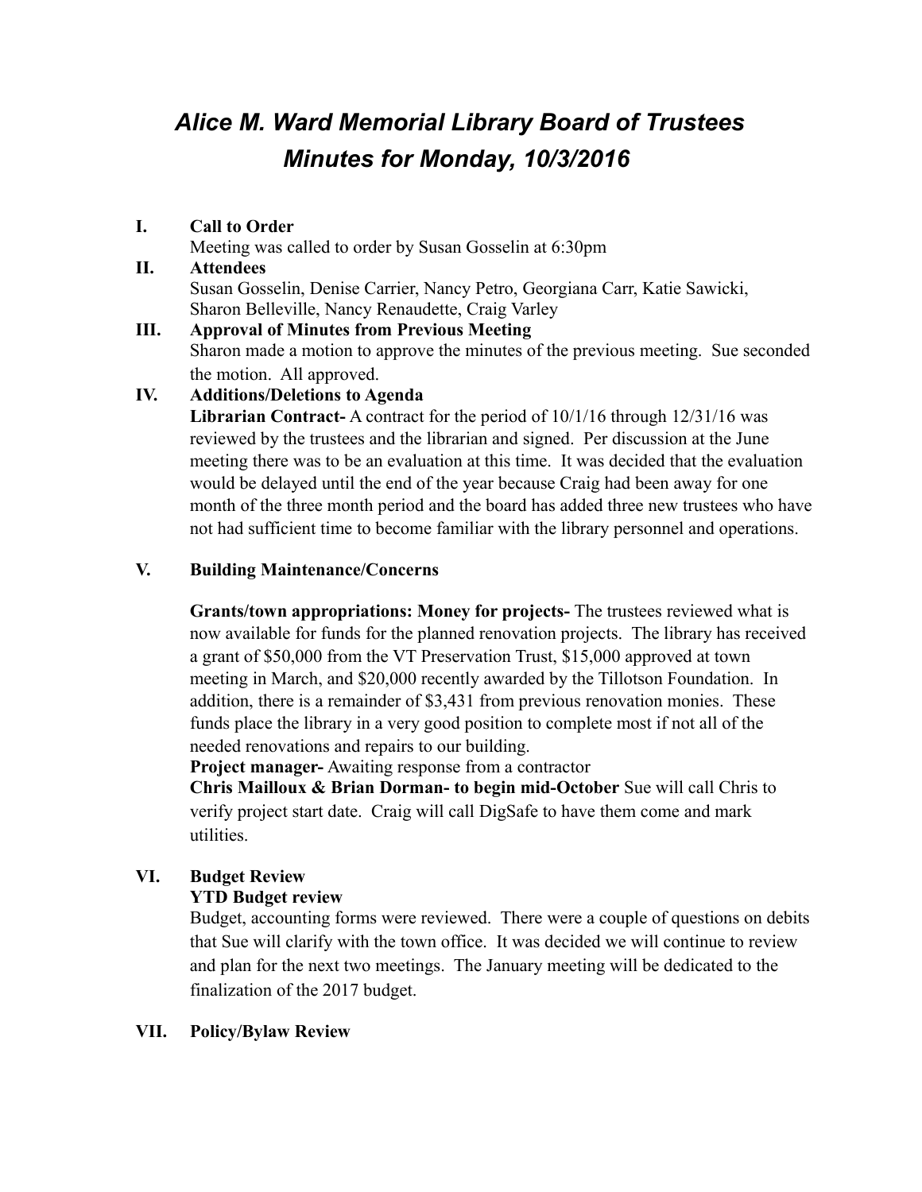# *Alice M. Ward Memorial Library Board of Trustees*
# *Minutes for Monday, 10/3/2016*

**I. Call to Order**

Meeting was called to order by Susan Gosselin at 6:30pm

**II. Attendees**

Susan Gosselin, Denise Carrier, Nancy Petro, Georgiana Carr, Katie Sawicki, Sharon Belleville, Nancy Renaudette, Craig Varley

**III. Approval of Minutes from Previous Meeting**

Sharon made a motion to approve the minutes of the previous meeting. Sue seconded the motion. All approved.

**IV. Additions/Deletions to Agenda**

**Librarian Contract-** A contract for the period of 10/1/16 through 12/31/16 was reviewed by the trustees and the librarian and signed. Per discussion at the June meeting there was to be an evaluation at this time. It was decided that the evaluation would be delayed until the end of the year because Craig had been away for one month of the three month period and the board has added three new trustees who have not had sufficient time to become familiar with the library personnel and operations.

**V. Building Maintenance/Concerns**

**Grants/town appropriations: Money for projects-** The trustees reviewed what is now available for funds for the planned renovation projects. The library has received a grant of $50,000 from the VT Preservation Trust, $15,000 approved at town meeting in March, and $20,000 recently awarded by the Tillotson Foundation. In addition, there is a remainder of $3,431 from previous renovation monies. These funds place the library in a very good position to complete most if not all of the needed renovations and repairs to our building.

**Project manager-** Awaiting response from a contractor

**Chris Mailloux & Brian Dorman- to begin mid-October** Sue will call Chris to verify project start date. Craig will call DigSafe to have them come and mark utilities.

**VI. Budget Review**

**YTD Budget review**

Budget, accounting forms were reviewed. There were a couple of questions on debits that Sue will clarify with the town office. It was decided we will continue to review and plan for the next two meetings. The January meeting will be dedicated to the finalization of the 2017 budget.

**VII. Policy/Bylaw Review**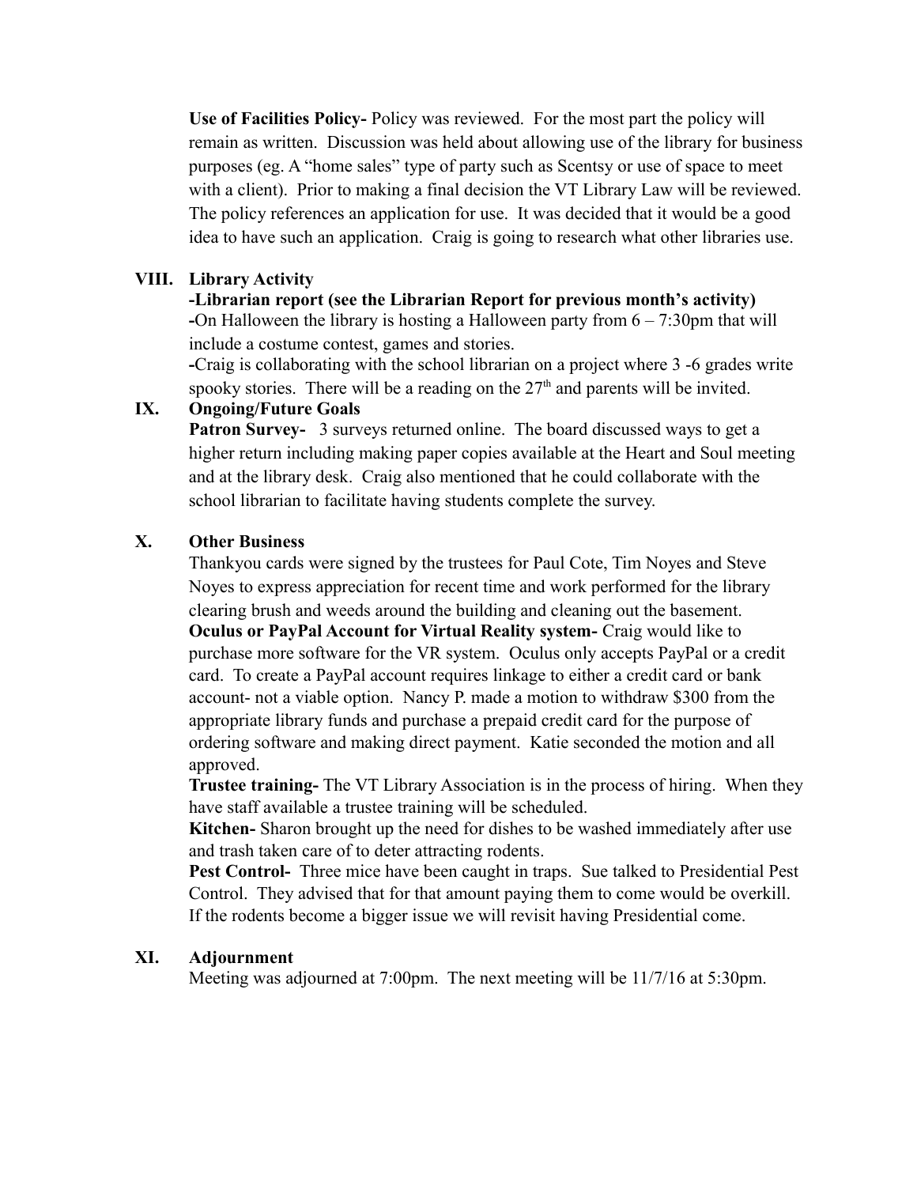**Use of Facilities Policy-** Policy was reviewed. For the most part the policy will remain as written. Discussion was held about allowing use of the library for business purposes (eg. A "home sales" type of party such as Scentsy or use of space to meet with a client). Prior to making a final decision the VT Library Law will be reviewed. The policy references an application for use. It was decided that it would be a good idea to have such an application. Craig is going to research what other libraries use.

## VIII. Library Activity

**-Librarian report (see the Librarian Report for previous month's activity)**

-On Halloween the library is hosting a Halloween party from 6 – 7:30pm that will include a costume contest, games and stories.

-Craig is collaborating with the school librarian on a project where 3 -6 grades write spooky stories. There will be a reading on the 27th and parents will be invited.

## IX. Ongoing/Future Goals

**Patron Survey-** 3 surveys returned online. The board discussed ways to get a higher return including making paper copies available at the Heart and Soul meeting and at the library desk. Craig also mentioned that he could collaborate with the school librarian to facilitate having students complete the survey.

## X. Other Business

Thankyou cards were signed by the trustees for Paul Cote, Tim Noyes and Steve Noyes to express appreciation for recent time and work performed for the library clearing brush and weeds around the building and cleaning out the basement.

**Oculus or PayPal Account for Virtual Reality system-** Craig would like to purchase more software for the VR system. Oculus only accepts PayPal or a credit card. To create a PayPal account requires linkage to either a credit card or bank account- not a viable option. Nancy P. made a motion to withdraw $300 from the appropriate library funds and purchase a prepaid credit card for the purpose of ordering software and making direct payment. Katie seconded the motion and all approved.

**Trustee training-** The VT Library Association is in the process of hiring. When they have staff available a trustee training will be scheduled.

**Kitchen-** Sharon brought up the need for dishes to be washed immediately after use and trash taken care of to deter attracting rodents.

**Pest Control-** Three mice have been caught in traps. Sue talked to Presidential Pest Control. They advised that for that amount paying them to come would be overkill. If the rodents become a bigger issue we will revisit having Presidential come.

## XI. Adjournment

Meeting was adjourned at 7:00pm. The next meeting will be 11/7/16 at 5:30pm.